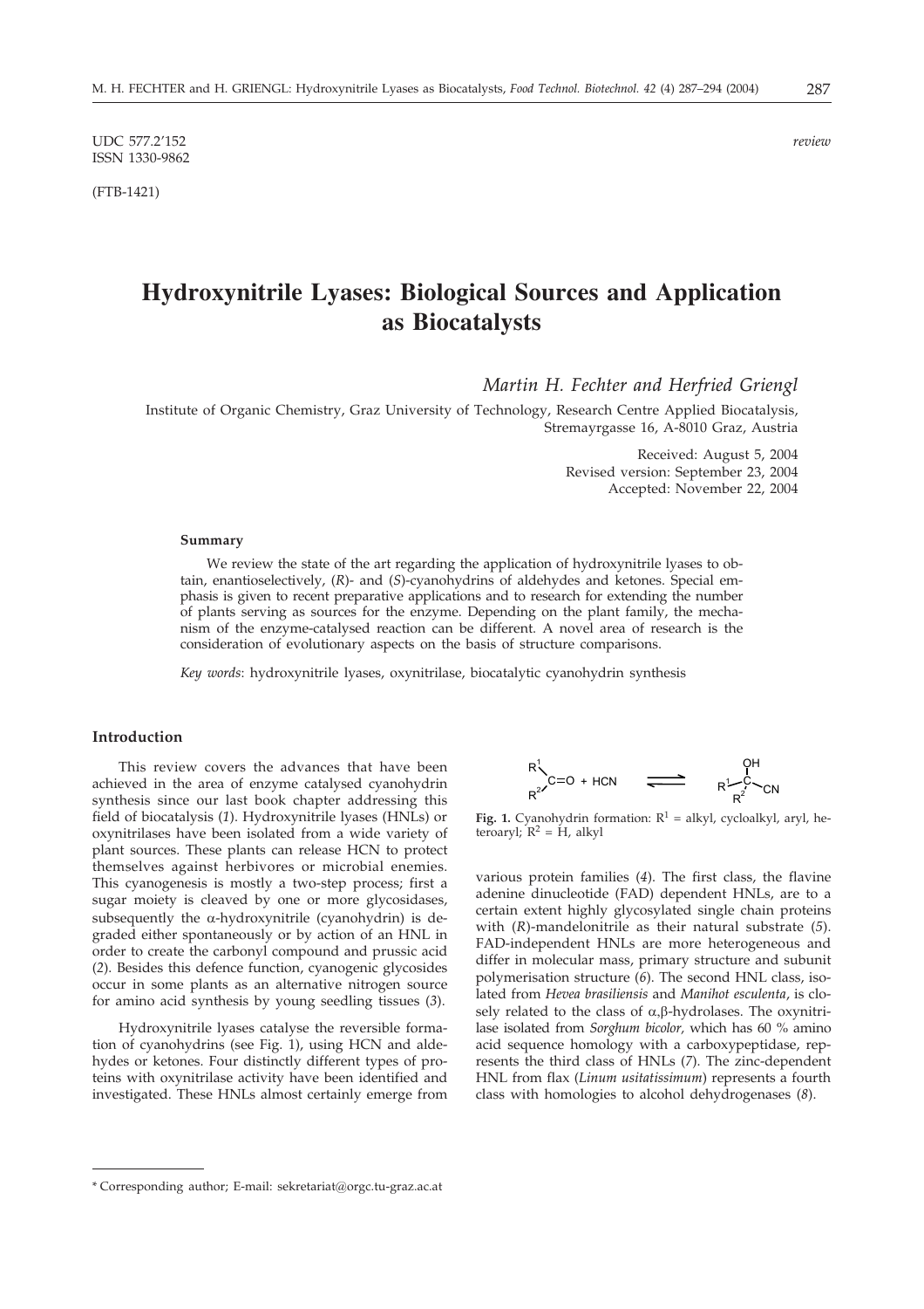UDC 577.2'152
ISSN 1330-9862

*review*

(FTB-1421)

# Hydroxynitrile Lyases: Biological Sources and Application as Biocatalysts

*Martin H. Fechter and Herfried Griengl*

Institute of Organic Chemistry, Graz University of Technology, Research Centre Applied Biocatalysis, Stremayrgasse 16, A-8010 Graz, Austria

Received: August 5, 2004
Revised version: September 23, 2004
Accepted: November 22, 2004

### Summary

We review the state of the art regarding the application of hydroxynitrile lyases to obtain, enantioselectively, (*R*)- and (*S*)-cyanohydrins of aldehydes and ketones. Special emphasis is given to recent preparative applications and to research for extending the number of plants serving as sources for the enzyme. Depending on the plant family, the mechanism of the enzyme-catalysed reaction can be different. A novel area of research is the consideration of evolutionary aspects on the basis of structure comparisons.

*Key words*: hydroxynitrile lyases, oxynitrilase, biocatalytic cyanohydrin synthesis

## Introduction

This review covers the advances that have been achieved in the area of enzyme catalysed cyanohydrin synthesis since our last book chapter addressing this field of biocatalysis (*1*). Hydroxynitrile lyases (HNLs) or oxynitrilases have been isolated from a wide variety of plant sources. These plants can release HCN to protect themselves against herbivores or microbial enemies. This cyanogenesis is mostly a two-step process; first a sugar moiety is cleaved by one or more glycosidases, subsequently the α-hydroxynitrile (cyanohydrin) is degraded either spontaneously or by action of an HNL in order to create the carbonyl compound and prussic acid (*2*). Besides this defence function, cyanogenic glycosides occur in some plants as an alternative nitrogen source for amino acid synthesis by young seedling tissues (*3*).

Hydroxynitrile lyases catalyse the reversible formation of cyanohydrins (see Fig. 1), using HCN and aldehydes or ketones. Four distinctly different types of proteins with oxynitrilase activity have been identified and investigated. These HNLs almost certainly emerge from various protein families (*4*). The first class, the flavine adenine dinucleotide (FAD) dependent HNLs, are to a certain extent highly glycosylated single chain proteins with (*R*)-mandelonitrile as their natural substrate (*5*). FAD-independent HNLs are more heterogeneous and differ in molecular mass, primary structure and subunit polymerisation structure (*6*). The second HNL class, isolated from *Hevea brasiliensis* and *Manihot esculenta*, is closely related to the class of α,β-hydrolases. The oxynitrilase isolated from *Sorghum bicolor*, which has 60 % amino acid sequence homology with a carboxypeptidase, represents the third class of HNLs (*7*). The zinc-dependent HNL from flax (*Linum usitatissimum*) represents a fourth class with homologies to alcohol dehydrogenases (*8*).

$$R^1R^2C{=}O + HCN \rightleftharpoons R^1R^2C(OH)CN$$

**Fig. 1.** Cyanohydrin formation: $R^1$ = alkyl, cycloalkyl, aryl, heteroaryl; $R^2$ = H, alkyl

---

\* Corresponding author; E-mail: sekretariat@orgc.tu-graz.ac.at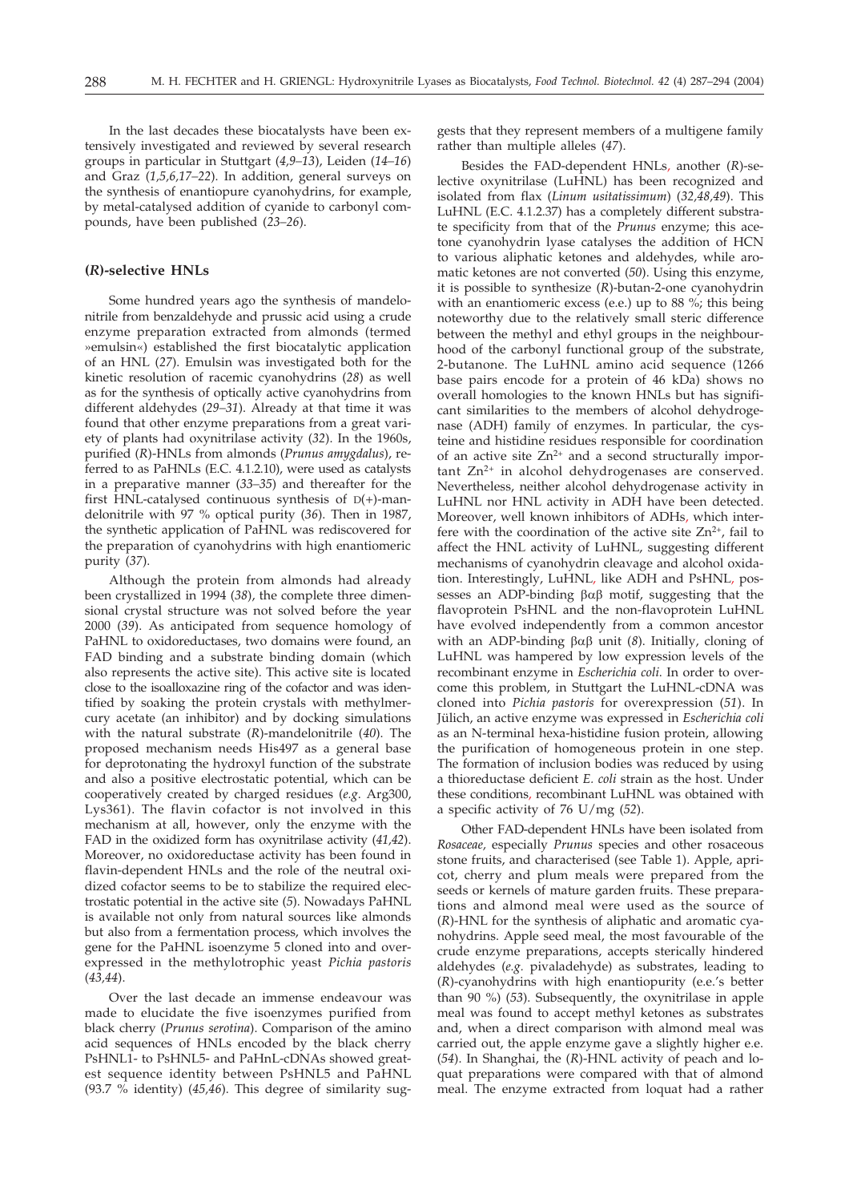In the last decades these biocatalysts have been extensively investigated and reviewed by several research groups in particular in Stuttgart (*4,9–13*), Leiden (*14–16*) and Graz (*1,5,6,17–22*). In addition, general surveys on the synthesis of enantiopure cyanohydrins, for example, by metal-catalysed addition of cyanide to carbonyl compounds, have been published (*23–26*).

## (*R*)-selective HNLs

Some hundred years ago the synthesis of mandelonitrile from benzaldehyde and prussic acid using a crude enzyme preparation extracted from almonds (termed »emulsin«) established the first biocatalytic application of an HNL (*27*). Emulsin was investigated both for the kinetic resolution of racemic cyanohydrins (*28*) as well as for the synthesis of optically active cyanohydrins from different aldehydes (*29–31*). Already at that time it was found that other enzyme preparations from a great variety of plants had oxynitrilase activity (*32*). In the 1960s, purified (*R*)-HNLs from almonds (*Prunus amygdalus*), referred to as PaHNLs (E.C. 4.1.2.10), were used as catalysts in a preparative manner (*33–35*) and thereafter for the first HNL-catalysed continuous synthesis of D(+)-mandelonitrile with 97 % optical purity (*36*). Then in 1987, the synthetic application of PaHNL was rediscovered for the preparation of cyanohydrins with high enantiomeric purity (*37*).

Although the protein from almonds had already been crystallized in 1994 (*38*), the complete three dimensional crystal structure was not solved before the year 2000 (*39*). As anticipated from sequence homology of PaHNL to oxidoreductases, two domains were found, an FAD binding and a substrate binding domain (which also represents the active site). This active site is located close to the isoalloxazine ring of the cofactor and was identified by soaking the protein crystals with methylmercury acetate (an inhibitor) and by docking simulations with the natural substrate (*R*)-mandelonitrile (*40*). The proposed mechanism needs His497 as a general base for deprotonating the hydroxyl function of the substrate and also a positive electrostatic potential, which can be cooperatively created by charged residues (*e.g.* Arg300, Lys361). The flavin cofactor is not involved in this mechanism at all, however, only the enzyme with the FAD in the oxidized form has oxynitrilase activity (*41,42*). Moreover, no oxidoreductase activity has been found in flavin-dependent HNLs and the role of the neutral oxidized cofactor seems to be to stabilize the required electrostatic potential in the active site (*5*). Nowadays PaHNL is available not only from natural sources like almonds but also from a fermentation process, which involves the gene for the PaHNL isoenzyme 5 cloned into and overexpressed in the methylotrophic yeast *Pichia pastoris* (*43,44*).

Over the last decade an immense endeavour was made to elucidate the five isoenzymes purified from black cherry (*Prunus serotina*). Comparison of the amino acid sequences of HNLs encoded by the black cherry PsHNL1- to PsHNL5- and PaHnL-cDNAs showed greatest sequence identity between PsHNL5 and PaHNL (93.7 % identity) (*45,46*). This degree of similarity suggests that they represent members of a multigene family rather than multiple alleles (*47*).

Besides the FAD-dependent HNLs, another (*R*)-selective oxynitrilase (LuHNL) has been recognized and isolated from flax (*Linum usitatissimum*) (*32,48,49*). This LuHNL (E.C. 4.1.2.37) has a completely different substrate specificity from that of the *Prunus* enzyme; this acetone cyanohydrin lyase catalyses the addition of HCN to various aliphatic ketones and aldehydes, while aromatic ketones are not converted (*50*). Using this enzyme, it is possible to synthesize (*R*)-butan-2-one cyanohydrin with an enantiomeric excess (e.e.) up to 88 %; this being noteworthy due to the relatively small steric difference between the methyl and ethyl groups in the neighbourhood of the carbonyl functional group of the substrate, 2-butanone. The LuHNL amino acid sequence (1266 base pairs encode for a protein of 46 kDa) shows no overall homologies to the known HNLs but has significant similarities to the members of alcohol dehydrogenase (ADH) family of enzymes. In particular, the cysteine and histidine residues responsible for coordination of an active site $Zn^{2+}$ and a second structurally important $Zn^{2+}$ in alcohol dehydrogenases are conserved. Nevertheless, neither alcohol dehydrogenase activity in LuHNL nor HNL activity in ADH have been detected. Moreover, well known inhibitors of ADHs, which interfere with the coordination of the active site $Zn^{2+}$, fail to affect the HNL activity of LuHNL, suggesting different mechanisms of cyanohydrin cleavage and alcohol oxidation. Interestingly, LuHNL, like ADH and PsHNL, possesses an ADP-binding βαβ motif, suggesting that the flavoprotein PsHNL and the non-flavoprotein LuHNL have evolved independently from a common ancestor with an ADP-binding βαβ unit (*8*). Initially, cloning of LuHNL was hampered by low expression levels of the recombinant enzyme in *Escherichia coli*. In order to overcome this problem, in Stuttgart the LuHNL-cDNA was cloned into *Pichia pastoris* for overexpression (*51*). In Jülich, an active enzyme was expressed in *Escherichia coli* as an N-terminal hexa-histidine fusion protein, allowing the purification of homogeneous protein in one step. The formation of inclusion bodies was reduced by using a thioreductase deficient *E. coli* strain as the host. Under these conditions, recombinant LuHNL was obtained with a specific activity of 76 U/mg (*52*).

Other FAD-dependent HNLs have been isolated from *Rosaceae*, especially *Prunus* species and other rosaceous stone fruits, and characterised (see Table 1). Apple, apricot, cherry and plum meals were prepared from the seeds or kernels of mature garden fruits. These preparations and almond meal were used as the source of (*R*)-HNL for the synthesis of aliphatic and aromatic cyanohydrins. Apple seed meal, the most favourable of the crude enzyme preparations, accepts sterically hindered aldehydes (*e.g.* pivaladehyde) as substrates, leading to (*R*)-cyanohydrins with high enantiopurity (e.e.'s better than 90 %) (*53*). Subsequently, the oxynitrilase in apple meal was found to accept methyl ketones as substrates and, when a direct comparison with almond meal was carried out, the apple enzyme gave a slightly higher e.e. (*54*). In Shanghai, the (*R*)-HNL activity of peach and loquat preparations were compared with that of almond meal. The enzyme extracted from loquat had a rather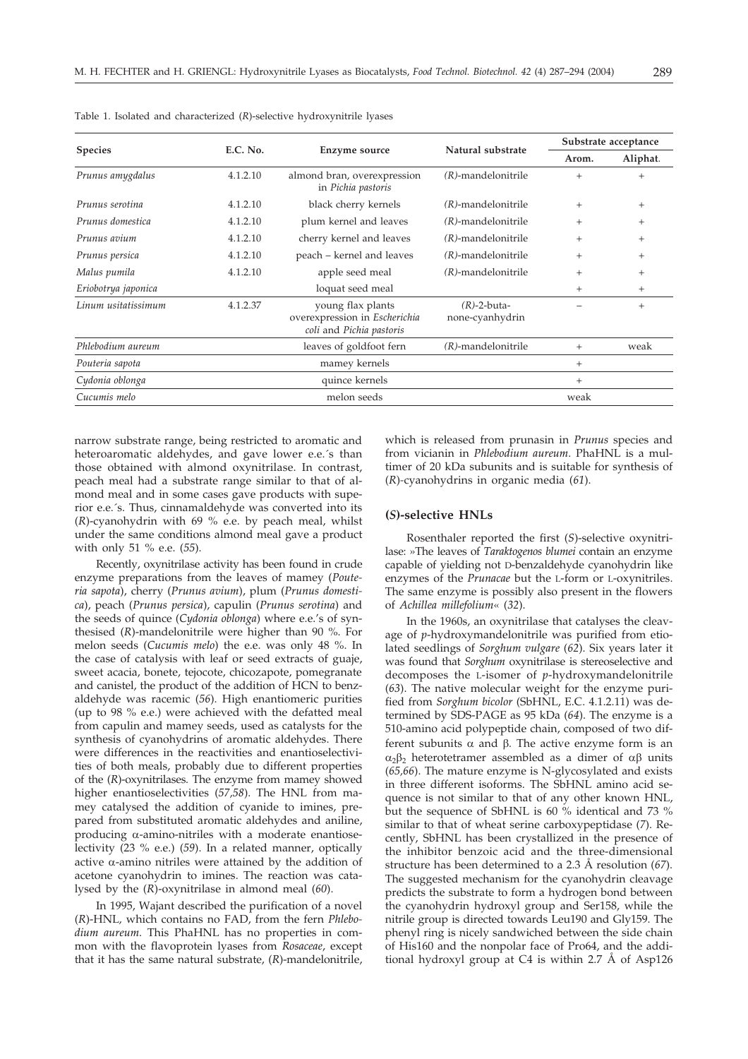Table 1. Isolated and characterized (*R*)-selective hydroxynitrile lyases

| Species | E.C. No. | Enzyme source | Natural substrate | Substrate acceptance | |
|---|---|---|---|---|---|
| | | | | Arom. | Aliphat. |
| *Prunus amygdalus* | 4.1.2.10 | almond bran, overexpression in *Pichia pastoris* | (*R*)-mandelonitrile | + | + |
| *Prunus serotina* | 4.1.2.10 | black cherry kernels | (*R*)-mandelonitrile | + | + |
| *Prunus domestica* | 4.1.2.10 | plum kernel and leaves | (*R*)-mandelonitrile | + | + |
| *Prunus avium* | 4.1.2.10 | cherry kernel and leaves | (*R*)-mandelonitrile | + | + |
| *Prunus persica* | 4.1.2.10 | peach – kernel and leaves | (*R*)-mandelonitrile | + | + |
| *Malus pumila* | 4.1.2.10 | apple seed meal | (*R*)-mandelonitrile | + | + |
| *Eriobotrya japonica* | | loquat seed meal | | + | + |
| *Linum usitatissimum* | 4.1.2.37 | young flax plants overexpression in *Escherichia coli* and *Pichia pastoris* | (*R*)-2-butanone-cyanhydrin | – | + |
| *Phlebodium aureum* | | leaves of goldfoot fern | (*R*)-mandelonitrile | + | weak |
| *Pouteria sapota* | | mamey kernels | | + | |
| *Cydonia oblonga* | | quince kernels | | + | |
| *Cucumis melo* | | melon seeds | | weak | |

narrow substrate range, being restricted to aromatic and heteroaromatic aldehydes, and gave lower e.e.´s than those obtained with almond oxynitrilase. In contrast, peach meal had a substrate range similar to that of almond meal and in some cases gave products with superior e.e.´s. Thus, cinnamaldehyde was converted into its (*R*)-cyanohydrin with 69 % e.e. by peach meal, whilst under the same conditions almond meal gave a product with only 51 % e.e. (*55*).

Recently, oxynitrilase activity has been found in crude enzyme preparations from the leaves of mamey (*Pouteria sapota*), cherry (*Prunus avium*), plum (*Prunus domestica*), peach (*Prunus persica*), capulin (*Prunus serotina*) and the seeds of quince (*Cydonia oblonga*) where e.e.'s of synthesised (*R*)-mandelonitrile were higher than 90 %. For melon seeds (*Cucumis melo*) the e.e. was only 48 %. In the case of catalysis with leaf or seed extracts of guaje, sweet acacia, bonete, tejocote, chicozapote, pomegranate and canistel, the product of the addition of HCN to benzaldehyde was racemic (*56*). High enantiomeric purities (up to 98 % e.e.) were achieved with the defatted meal from capulin and mamey seeds, used as catalysts for the synthesis of cyanohydrins of aromatic aldehydes. There were differences in the reactivities and enantioselectivities of both meals, probably due to different properties of the (*R*)-oxynitrilases. The enzyme from mamey showed higher enantioselectivities (*57,58*). The HNL from mamey catalysed the addition of cyanide to imines, prepared from substituted aromatic aldehydes and aniline, producing α-amino-nitriles with a moderate enantioselectivity (23 % e.e.) (*59*). In a related manner, optically active α-amino nitriles were attained by the addition of acetone cyanohydrin to imines. The reaction was catalysed by the (*R*)-oxynitrilase in almond meal (*60*).

In 1995, Wajant described the purification of a novel (*R*)-HNL, which contains no FAD, from the fern *Phlebodium aureum*. This PhaHNL has no properties in common with the flavoprotein lyases from *Rosaceae*, except that it has the same natural substrate, (*R*)-mandelonitrile, which is released from prunasin in *Prunus* species and from vicianin in *Phlebodium aureum*. PhaHNL is a multimer of 20 kDa subunits and is suitable for synthesis of (*R*)-cyanohydrins in organic media (*61*).

### (*S*)-selective HNLs

Rosenthaler reported the first (*S*)-selective oxynitrilase: »The leaves of *Taraktogenos blumei* contain an enzyme capable of yielding not D-benzaldehyde cyanohydrin like enzymes of the *Prunacae* but the L-form or L-oxynitriles. The same enzyme is possibly also present in the flowers of *Achillea millefolium*« (*32*).

In the 1960s, an oxynitrilase that catalyses the cleavage of *p*-hydroxymandelonitrile was purified from etiolated seedlings of *Sorghum vulgare* (*62*). Six years later it was found that *Sorghum* oxynitrilase is stereoselective and decomposes the L-isomer of *p*-hydroxymandelonitrile (*63*). The native molecular weight for the enzyme purified from *Sorghum bicolor* (SbHNL, E.C. 4.1.2.11) was determined by SDS-PAGE as 95 kDa (*64*). The enzyme is a 510-amino acid polypeptide chain, composed of two different subunits α and β. The active enzyme form is an $\alpha_2\beta_2$ heterotetramer assembled as a dimer of αβ units (*65,66*). The mature enzyme is N-glycosylated and exists in three different isoforms. The SbHNL amino acid sequence is not similar to that of any other known HNL, but the sequence of SbHNL is 60 % identical and 73 % similar to that of wheat serine carboxypeptidase (*7*). Recently, SbHNL has been crystallized in the presence of the inhibitor benzoic acid and the three-dimensional structure has been determined to a 2.3 Å resolution (*67*). The suggested mechanism for the cyanohydrin cleavage predicts the substrate to form a hydrogen bond between the cyanohydrin hydroxyl group and Ser158, while the nitrile group is directed towards Leu190 and Gly159. The phenyl ring is nicely sandwiched between the side chain of His160 and the nonpolar face of Pro64, and the additional hydroxyl group at C4 is within 2.7 Å of Asp126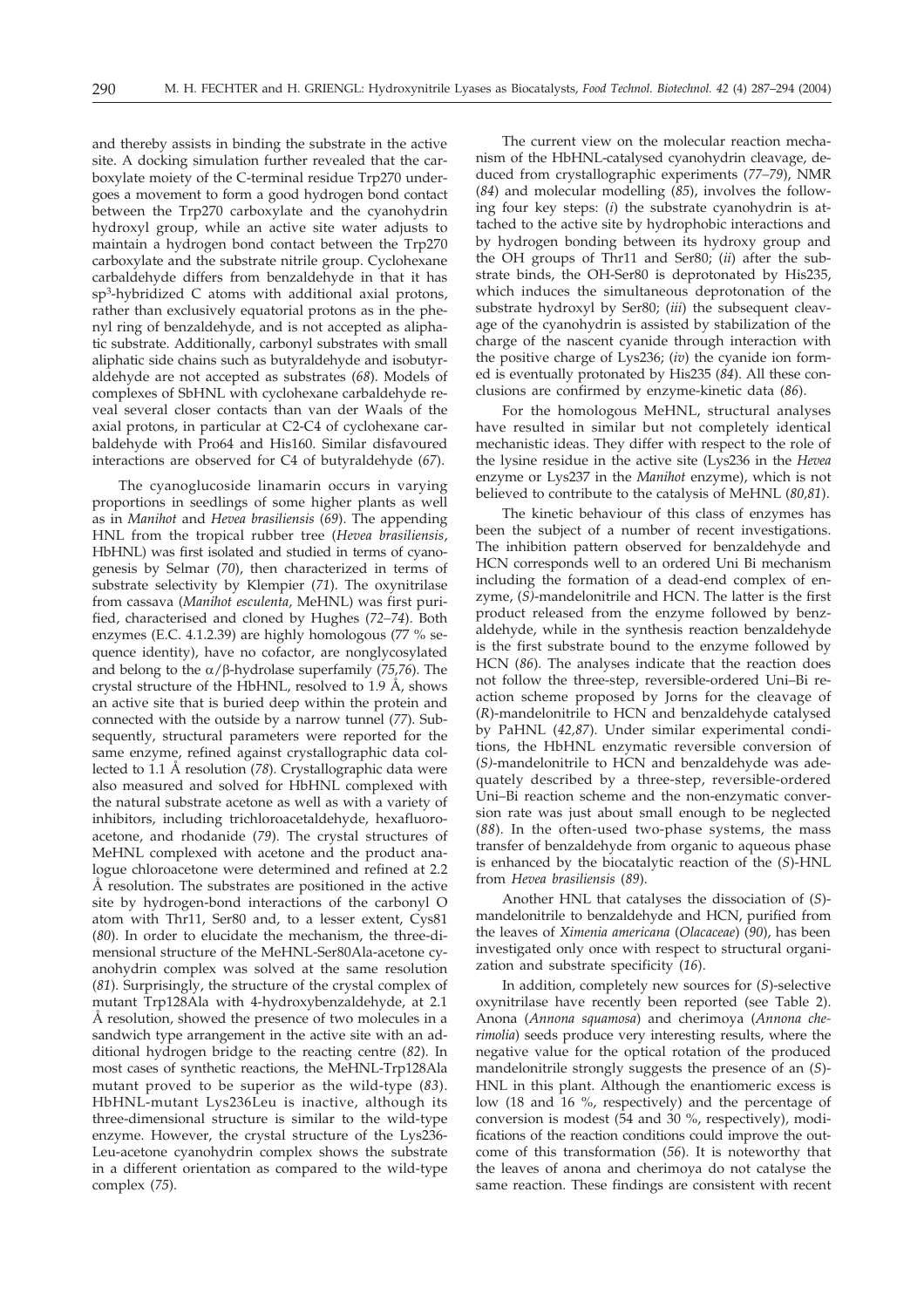and thereby assists in binding the substrate in the active site. A docking simulation further revealed that the carboxylate moiety of the C-terminal residue Trp270 undergoes a movement to form a good hydrogen bond contact between the Trp270 carboxylate and the cyanohydrin hydroxyl group, while an active site water adjusts to maintain a hydrogen bond contact between the Trp270 carboxylate and the substrate nitrile group. Cyclohexane carbaldehyde differs from benzaldehyde in that it has $sp^3$-hybridized C atoms with additional axial protons, rather than exclusively equatorial protons as in the phenyl ring of benzaldehyde, and is not accepted as aliphatic substrate. Additionally, carbonyl substrates with small aliphatic side chains such as butyraldehyde and isobutyraldehyde are not accepted as substrates (*68*). Models of complexes of SbHNL with cyclohexane carbaldehyde reveal several closer contacts than van der Waals of the axial protons, in particular at C2-C4 of cyclohexane carbaldehyde with Pro64 and His160. Similar disfavoured interactions are observed for C4 of butyraldehyde (*67*).

The cyanoglucoside linamarin occurs in varying proportions in seedlings of some higher plants as well as in *Manihot* and *Hevea brasiliensis* (*69*). The appending HNL from the tropical rubber tree (*Hevea brasiliensis*, HbHNL) was first isolated and studied in terms of cyanogenesis by Selmar (*70*), then characterized in terms of substrate selectivity by Klempier (*71*). The oxynitrilase from cassava (*Manihot esculenta*, MeHNL) was first purified, characterised and cloned by Hughes (*72–74*). Both enzymes (E.C. 4.1.2.39) are highly homologous (77 % sequence identity), have no cofactor, are nonglycosylated and belong to the $\alpha/\beta$-hydrolase superfamily (*75,76*). The crystal structure of the HbHNL, resolved to 1.9 Å, shows an active site that is buried deep within the protein and connected with the outside by a narrow tunnel (*77*). Subsequently, structural parameters were reported for the same enzyme, refined against crystallographic data collected to 1.1 Å resolution (*78*). Crystallographic data were also measured and solved for HbHNL complexed with the natural substrate acetone as well as with a variety of inhibitors, including trichloroacetaldehyde, hexafluoroacetone, and rhodanide (*79*). The crystal structures of MeHNL complexed with acetone and the product analogue chloroacetone were determined and refined at 2.2 Å resolution. The substrates are positioned in the active site by hydrogen-bond interactions of the carbonyl O atom with Thr11, Ser80 and, to a lesser extent, Cys81 (*80*). In order to elucidate the mechanism, the three-dimensional structure of the MeHNL-Ser80Ala-acetone cyanohydrin complex was solved at the same resolution (*81*). Surprisingly, the structure of the crystal complex of mutant Trp128Ala with 4-hydroxybenzaldehyde, at 2.1 Å resolution, showed the presence of two molecules in a sandwich type arrangement in the active site with an additional hydrogen bridge to the reacting centre (*82*). In most cases of synthetic reactions, the MeHNL-Trp128Ala mutant proved to be superior as the wild-type (*83*). HbHNL-mutant Lys236Leu is inactive, although its three-dimensional structure is similar to the wild-type enzyme. However, the crystal structure of the Lys236-Leu-acetone cyanohydrin complex shows the substrate in a different orientation as compared to the wild-type complex (*75*).

The current view on the molecular reaction mechanism of the HbHNL-catalysed cyanohydrin cleavage, deduced from crystallographic experiments (*77–79*), NMR (*84*) and molecular modelling (*85*), involves the following four key steps: (*i*) the substrate cyanohydrin is attached to the active site by hydrophobic interactions and by hydrogen bonding between its hydroxy group and the OH groups of Thr11 and Ser80; (*ii*) after the substrate binds, the OH-Ser80 is deprotonated by His235, which induces the simultaneous deprotonation of the substrate hydroxyl by Ser80; (*iii*) the subsequent cleavage of the cyanohydrin is assisted by stabilization of the charge of the nascent cyanide through interaction with the positive charge of Lys236; (*iv*) the cyanide ion formed is eventually protonated by His235 (*84*). All these conclusions are confirmed by enzyme-kinetic data (*86*).

For the homologous MeHNL, structural analyses have resulted in similar but not completely identical mechanistic ideas. They differ with respect to the role of the lysine residue in the active site (Lys236 in the *Hevea* enzyme or Lys237 in the *Manihot* enzyme), which is not believed to contribute to the catalysis of MeHNL (*80,81*).

The kinetic behaviour of this class of enzymes has been the subject of a number of recent investigations. The inhibition pattern observed for benzaldehyde and HCN corresponds well to an ordered Uni Bi mechanism including the formation of a dead-end complex of enzyme, (*S*)-mandelonitrile and HCN. The latter is the first product released from the enzyme followed by benzaldehyde, while in the synthesis reaction benzaldehyde is the first substrate bound to the enzyme followed by HCN (*86*). The analyses indicate that the reaction does not follow the three-step, reversible-ordered Uni–Bi reaction scheme proposed by Jorns for the cleavage of (*R*)-mandelonitrile to HCN and benzaldehyde catalysed by PaHNL (*42,87*). Under similar experimental conditions, the HbHNL enzymatic reversible conversion of (*S*)-mandelonitrile to HCN and benzaldehyde was adequately described by a three-step, reversible-ordered Uni–Bi reaction scheme and the non-enzymatic conversion rate was just about small enough to be neglected (*88*). In the often-used two-phase systems, the mass transfer of benzaldehyde from organic to aqueous phase is enhanced by the biocatalytic reaction of the (*S*)-HNL from *Hevea brasiliensis* (*89*).

Another HNL that catalyses the dissociation of (*S*)-mandelonitrile to benzaldehyde and HCN, purified from the leaves of *Ximenia americana* (*Olacaceae*) (*90*), has been investigated only once with respect to structural organization and substrate specificity (*16*).

In addition, completely new sources for (*S*)-selective oxynitrilase have recently been reported (see Table 2). Anona (*Annona squamosa*) and cherimoya (*Annona cherimolia*) seeds produce very interesting results, where the negative value for the optical rotation of the produced mandelonitrile strongly suggests the presence of an (*S*)-HNL in this plant. Although the enantiomeric excess is low (18 and 16 %, respectively) and the percentage of conversion is modest (54 and 30 %, respectively), modifications of the reaction conditions could improve the outcome of this transformation (*56*). It is noteworthy that the leaves of anona and cherimoya do not catalyse the same reaction. These findings are consistent with recent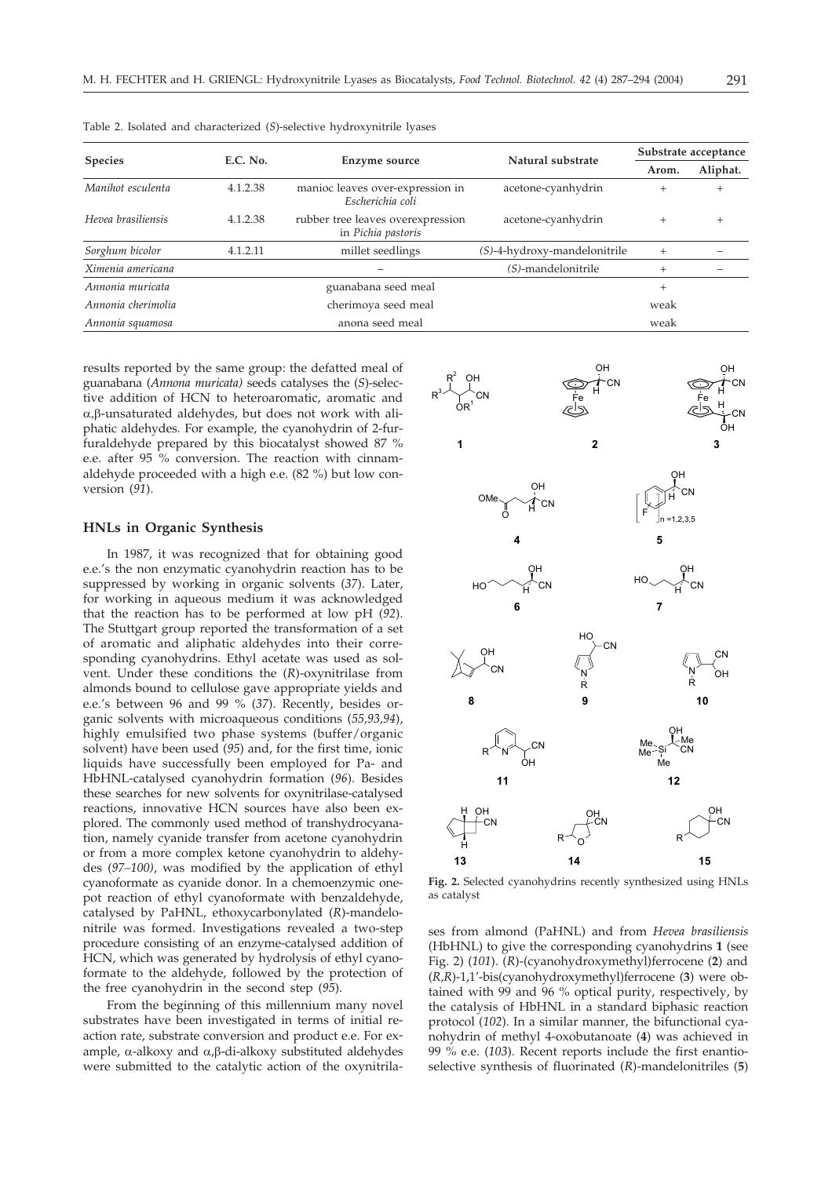Table 2. Isolated and characterized (*S*)-selective hydroxynitrile lyases

| Species | E.C. No. | Enzyme source | Natural substrate | Substrate acceptance | |
|---|---|---|---|---|---|
| | | | | Arom. | Aliphat. |
| *Manihot esculenta* | 4.1.2.38 | manioc leaves over-expression in *Escherichia coli* | acetone-cyanhydrin | + | + |
| *Hevea brasiliensis* | 4.1.2.38 | rubber tree leaves overexpression in *Pichia pastoris* | acetone-cyanhydrin | + | + |
| *Sorghum bicolor* | 4.1.2.11 | millet seedlings | (*S*)-4-hydroxy-mandelonitrile | + | – |
| *Ximenia americana* | | – | (*S*)-mandelonitrile | + | – |
| *Annonia muricata* | | guanabana seed meal | | + | |
| *Annonia cherimolia* | | cherimoya seed meal | | weak | |
| *Annonia squamosa* | | anona seed meal | | weak | |

results reported by the same group: the defatted meal of guanabana (*Annona muricata)* seeds catalyses the (*S*)-selective addition of HCN to heteroaromatic, aromatic and α,β-unsaturated aldehydes, but does not work with aliphatic aldehydes. For example, the cyanohydrin of 2-furfuraldehyde prepared by this biocatalyst showed 87 % e.e. after 95 % conversion. The reaction with cinnamaldehyde proceeded with a high e.e. (82 %) but low conversion (*91*).

## HNLs in Organic Synthesis

In 1987, it was recognized that for obtaining good e.e.'s the non enzymatic cyanohydrin reaction has to be suppressed by working in organic solvents (*37*). Later, for working in aqueous medium it was acknowledged that the reaction has to be performed at low pH (*92*). The Stuttgart group reported the transformation of a set of aromatic and aliphatic aldehydes into their corresponding cyanohydrins. Ethyl acetate was used as solvent. Under these conditions the (*R*)-oxynitrilase from almonds bound to cellulose gave appropriate yields and e.e.'s between 96 and 99 % (*37*). Recently, besides organic solvents with microaqueous conditions (*55,93,94*), highly emulsified two phase systems (buffer/organic solvent) have been used (*95*) and, for the first time, ionic liquids have successfully been employed for Pa- and HbHNL-catalysed cyanohydrin formation (*96*). Besides these searches for new solvents for oxynitrilase-catalysed reactions, innovative HCN sources have also been explored. The commonly used method of transhydrocyanation, namely cyanide transfer from acetone cyanohydrin or from a more complex ketone cyanohydrin to aldehydes (*97–100)*, was modified by the application of ethyl cyanoformate as cyanide donor. In a chemoenzymic one-pot reaction of ethyl cyanoformate with benzaldehyde, catalysed by PaHNL, ethoxycarbonylated (*R*)-mandelonitrile was formed. Investigations revealed a two-step procedure consisting of an enzyme-catalysed addition of HCN, which was generated by hydrolysis of ethyl cyanoformate to the aldehyde, followed by the protection of the free cyanohydrin in the second step (*95*).

From the beginning of this millennium many novel substrates have been investigated in terms of initial reaction rate, substrate conversion and product e.e. For example, α-alkoxy and α,β-di-alkoxy substituted aldehydes were submitted to the catalytic action of the oxynitrilases from almond (PaHNL) and from *Hevea brasiliensis* (HbHNL) to give the corresponding cyanohydrins **1** (see Fig. 2) (*101*). (*R*)-(cyanohydroxymethyl)ferrocene (**2**) and (*R,R*)-1,1'-bis(cyanohydroxymethyl)ferrocene (**3**) were obtained with 99 and 96 % optical purity, respectively, by the catalysis of HbHNL in a standard biphasic reaction protocol (*102*). In a similar manner, the bifunctional cyanohydrin of methyl 4-oxobutanoate (**4**) was achieved in 99 % e.e. (*103*). Recent reports include the first enantioselective synthesis of fluorinated (*R*)-mandelonitriles (**5**)

**Fig. 2.** Selected cyanohydrins recently synthesized using HNLs as catalyst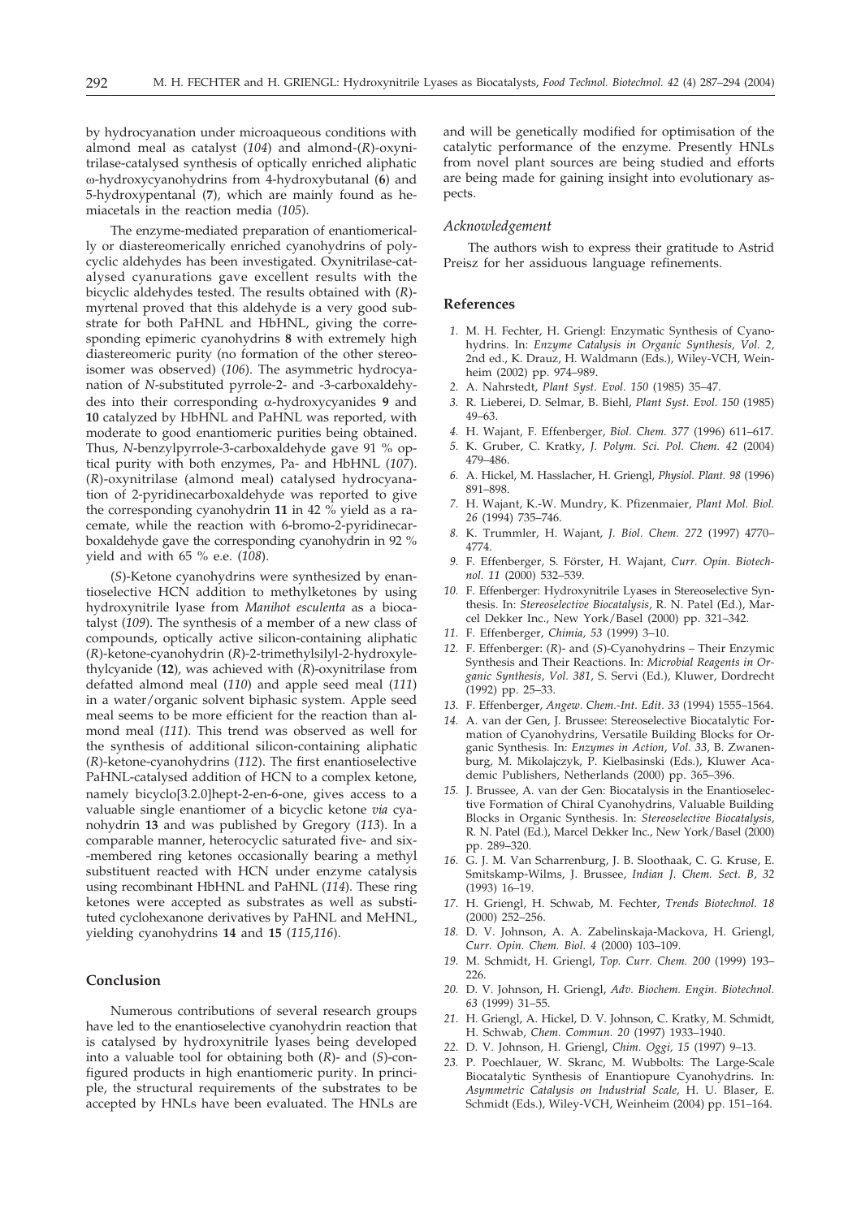by hydrocyanation under microaqueous conditions with almond meal as catalyst (*104*) and almond-(*R*)-oxynitrilase-catalysed synthesis of optically enriched aliphatic ω-hydroxycyanohydrins from 4-hydroxybutanal (**6**) and 5-hydroxypentanal (**7**), which are mainly found as hemiacetals in the reaction media (*105*).

The enzyme-mediated preparation of enantiomerically or diastereomerically enriched cyanohydrins of polycyclic aldehydes has been investigated. Oxynitrilase-catalysed cyanurations gave excellent results with the bicyclic aldehydes tested. The results obtained with (*R*)-myrtenal proved that this aldehyde is a very good substrate for both PaHNL and HbHNL, giving the corresponding epimeric cyanohydrins **8** with extremely high diastereomeric purity (no formation of the other stereoisomer was observed) (*106*). The asymmetric hydrocyanation of *N*-substituted pyrrole-2- and -3-carboxaldehydes into their corresponding α-hydroxycyanides **9** and **10** catalyzed by HbHNL and PaHNL was reported, with moderate to good enantiomeric purities being obtained. Thus, *N*-benzylpyrrole-3-carboxaldehyde gave 91 % optical purity with both enzymes, Pa- and HbHNL (*107*). (*R*)-oxynitrilase (almond meal) catalysed hydrocyanation of 2-pyridinecarboxaldehyde was reported to give the corresponding cyanohydrin **11** in 42 % yield as a racemate, while the reaction with 6-bromo-2-pyridinecarboxaldehyde gave the corresponding cyanohydrin in 92 % yield and with 65 % e.e. (*108*).

(*S*)-Ketone cyanohydrins were synthesized by enantioselective HCN addition to methylketones by using hydroxynitrile lyase from *Manihot esculenta* as a biocatalyst (*109*). The synthesis of a member of a new class of compounds, optically active silicon-containing aliphatic (*R*)-ketone-cyanohydrin (*R*)-2-trimethylsilyl-2-hydroxylethylcyanide (**12**), was achieved with (*R*)-oxynitrilase from defatted almond meal (*110*) and apple seed meal (*111*) in a water/organic solvent biphasic system. Apple seed meal seems to be more efficient for the reaction than almond meal (*111*). This trend was observed as well for the synthesis of additional silicon-containing aliphatic (*R*)-ketone-cyanohydrins (*112*). The first enantioselective PaHNL-catalysed addition of HCN to a complex ketone, namely bicyclo[3.2.0]hept-2-en-6-one, gives access to a valuable single enantiomer of a bicyclic ketone *via* cyanohydrin **13** and was published by Gregory (*113*). In a comparable manner, heterocyclic saturated five- and six-membered ring ketones occasionally bearing a methyl substituent reacted with HCN under enzyme catalysis using recombinant HbHNL and PaHNL (*114*). These ring ketones were accepted as substrates as well as substituted cyclohexanone derivatives by PaHNL and MeHNL, yielding cyanohydrins **14** and **15** (*115,116*).

## Conclusion

Numerous contributions of several research groups have led to the enantioselective cyanohydrin reaction that is catalysed by hydroxynitrile lyases being developed into a valuable tool for obtaining both (*R*)- and (*S*)-configured products in high enantiomeric purity. In principle, the structural requirements of the substrates to be accepted by HNLs have been evaluated. The HNLs are and will be genetically modified for optimisation of the catalytic performance of the enzyme. Presently HNLs from novel plant sources are being studied and efforts are being made for gaining insight into evolutionary aspects.

### *Acknowledgement*

The authors wish to express their gratitude to Astrid Preisz for her assiduous language refinements.

## References

1. M. H. Fechter, H. Griengl: Enzymatic Synthesis of Cyanohydrins. In: *Enzyme Catalysis in Organic Synthesis, Vol. 2*, 2nd ed., K. Drauz, H. Waldmann (Eds.), Wiley-VCH, Weinheim (2002) pp. 974–989.
2. A. Nahrstedt, *Plant Syst. Evol. 150* (1985) 35–47.
3. R. Lieberei, D. Selmar, B. Biehl, *Plant Syst. Evol. 150* (1985) 49–63.
4. H. Wajant, F. Effenberger, *Biol. Chem. 377* (1996) 611–617.
5. K. Gruber, C. Kratky, *J. Polym. Sci. Pol. Chem. 42* (2004) 479–486.
6. A. Hickel, M. Hasslacher, H. Griengl, *Physiol. Plant. 98* (1996) 891–898.
7. H. Wajant, K.-W. Mundry, K. Pfizenmaier, *Plant Mol. Biol. 26* (1994) 735–746.
8. K. Trummler, H. Wajant, *J. Biol. Chem. 272* (1997) 4770–4774.
9. F. Effenberger, S. Förster, H. Wajant, *Curr. Opin. Biotechnol. 11* (2000) 532–539.
10. F. Effenberger: Hydroxynitrile Lyases in Stereoselective Synthesis. In: *Stereoselective Biocatalysis*, R. N. Patel (Ed.), Marcel Dekker Inc., New York/Basel (2000) pp. 321–342.
11. F. Effenberger, *Chimia, 53* (1999) 3–10.
12. F. Effenberger: (*R*)- and (*S*)-Cyanohydrins – Their Enzymic Synthesis and Their Reactions. In: *Microbial Reagents in Organic Synthesis, Vol. 381*, S. Servi (Ed.), Kluwer, Dordrecht (1992) pp. 25–33.
13. F. Effenberger, *Angew. Chem.-Int. Edit. 33* (1994) 1555–1564.
14. A. van der Gen, J. Brussee: Stereoselective Biocatalytic Formation of Cyanohydrins, Versatile Building Blocks for Organic Synthesis. In: *Enzymes in Action, Vol. 33*, B. Zwanenburg, M. Mikolajczyk, P. Kielbasinski (Eds.), Kluwer Academic Publishers, Netherlands (2000) pp. 365–396.
15. J. Brussee, A. van der Gen: Biocatalysis in the Enantioselective Formation of Chiral Cyanohydrins, Valuable Building Blocks in Organic Synthesis. In: *Stereoselective Biocatalysis*, R. N. Patel (Ed.), Marcel Dekker Inc., New York/Basel (2000) pp. 289–320.
16. G. J. M. Van Scharrenburg, J. B. Sloothaak, C. G. Kruse, E. Smitskamp-Wilms, J. Brussee, *Indian J. Chem. Sect. B, 32* (1993) 16–19.
17. H. Griengl, H. Schwab, M. Fechter, *Trends Biotechnol. 18* (2000) 252–256.
18. D. V. Johnson, A. A. Zabelinskaja-Mackova, H. Griengl, *Curr. Opin. Chem. Biol. 4* (2000) 103–109.
19. M. Schmidt, H. Griengl, *Top. Curr. Chem. 200* (1999) 193–226.
20. D. V. Johnson, H. Griengl, *Adv. Biochem. Engin. Biotechnol. 63* (1999) 31–55.
21. H. Griengl, A. Hickel, D. V. Johnson, C. Kratky, M. Schmidt, H. Schwab, *Chem. Commun. 20* (1997) 1933–1940.
22. D. V. Johnson, H. Griengl, *Chim. Oggi, 15* (1997) 9–13.
23. P. Poechlauer, W. Skranc, M. Wubbolts: The Large-Scale Biocatalytic Synthesis of Enantiopure Cyanohydrins. In: *Asymmetric Catalysis on Industrial Scale*, H. U. Blaser, E. Schmidt (Eds.), Wiley-VCH, Weinheim (2004) pp. 151–164.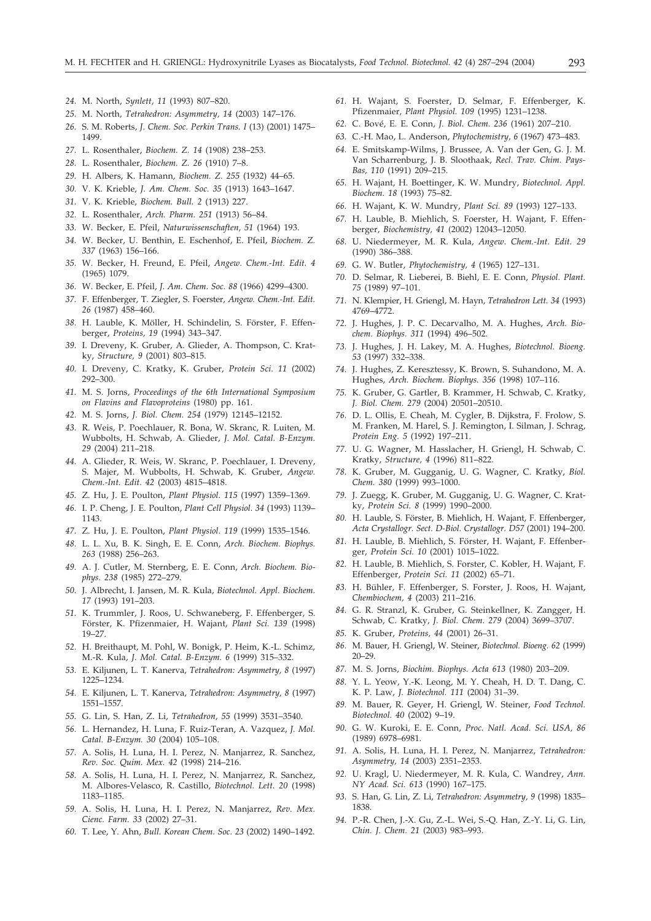24. M. North, *Synlett, 11* (1993) 807–820.
25. M. North, *Tetrahedron: Asymmetry, 14* (2003) 147–176.
26. S. M. Roberts, *J. Chem. Soc. Perkin Trans. I* (13) (2001) 1475–1499.
27. L. Rosenthaler, *Biochem. Z. 14* (1908) 238–253.
28. L. Rosenthaler, *Biochem. Z. 26* (1910) 7–8.
29. H. Albers, K. Hamann, *Biochem. Z. 255* (1932) 44–65.
30. V. K. Krieble, *J. Am. Chem. Soc. 35* (1913) 1643–1647.
31. V. K. Krieble, *Biochem. Bull. 2* (1913) 227.
32. L. Rosenthaler, *Arch. Pharm. 251* (1913) 56–84.
33. W. Becker, E. Pfeil, *Naturwissenschaften, 51* (1964) 193.
34. W. Becker, U. Benthin, E. Eschenhof, E. Pfeil, *Biochem. Z. 337* (1963) 156–166.
35. W. Becker, H. Freund, E. Pfeil, *Angew. Chem.-Int. Edit. 4* (1965) 1079.
36. W. Becker, E. Pfeil, *J. Am. Chem. Soc. 88* (1966) 4299–4300.
37. F. Effenberger, T. Ziegler, S. Foerster, *Angew. Chem.-Int. Edit. 26* (1987) 458–460.
38. H. Lauble, K. Möller, H. Schindelin, S. Förster, F. Effenberger, *Proteins, 19* (1994) 343–347.
39. I. Dreveny, K. Gruber, A. Glieder, A. Thompson, C. Kratky, *Structure, 9* (2001) 803–815.
40. I. Dreveny, C. Kratky, K. Gruber, *Protein Sci. 11* (2002) 292–300.
41. M. S. Jorns, *Proceedings of the 6th International Symposium on Flavins and Flavoproteins* (1980) pp. 161.
42. M. S. Jorns, *J. Biol. Chem. 254* (1979) 12145–12152.
43. R. Weis, P. Poechlauer, R. Bona, W. Skranc, R. Luiten, M. Wubbolts, H. Schwab, A. Glieder, *J. Mol. Catal. B-Enzym. 29* (2004) 211–218.
44. A. Glieder, R. Weis, W. Skranc, P. Poechlauer, I. Dreveny, S. Majer, M. Wubbolts, H. Schwab, K. Gruber, *Angew. Chem.-Int. Edit. 42* (2003) 4815–4818.
45. Z. Hu, J. E. Poulton, *Plant Physiol. 115* (1997) 1359–1369.
46. I. P. Cheng, J. E. Poulton, *Plant Cell Physiol. 34* (1993) 1139–1143.
47. Z. Hu, J. E. Poulton, *Plant Physiol. 119* (1999) 1535–1546.
48. L. L. Xu, B. K. Singh, E. E. Conn, *Arch. Biochem. Biophys. 263* (1988) 256–263.
49. A. J. Cutler, M. Sternberg, E. E. Conn, *Arch. Biochem. Biophys. 238* (1985) 272–279.
50. J. Albrecht, I. Jansen, M. R. Kula, *Biotechnol. Appl. Biochem. 17* (1993) 191–203.
51. K. Trummler, J. Roos, U. Schwaneberg, F. Effenberger, S. Förster, K. Pfizenmaier, H. Wajant, *Plant Sci. 139* (1998) 19–27.
52. H. Breithaupt, M. Pohl, W. Bonigk, P. Heim, K.-L. Schimz, M.-R. Kula, *J. Mol. Catal. B-Enzym. 6* (1999) 315–332.
53. E. Kiljunen, L. T. Kanerva, *Tetrahedron: Asymmetry, 8* (1997) 1225–1234.
54. E. Kiljunen, L. T. Kanerva, *Tetrahedron: Asymmetry, 8* (1997) 1551–1557.
55. G. Lin, S. Han, Z. Li, *Tetrahedron, 55* (1999) 3531–3540.
56. L. Hernandez, H. Luna, F. Ruiz-Teran, A. Vazquez, *J. Mol. Catal. B-Enzym. 30* (2004) 105–108.
57. A. Solis, H. Luna, H. I. Perez, N. Manjarrez, R. Sanchez, *Rev. Soc. Quim. Mex. 42* (1998) 214–216.
58. A. Solis, H. Luna, H. I. Perez, N. Manjarrez, R. Sanchez, M. Albores-Velasco, R. Castillo, *Biotechnol. Lett. 20* (1998) 1183–1185.
59. A. Solis, H. Luna, H. I. Perez, N. Manjarrez, *Rev. Mex. Cienc. Farm. 33* (2002) 27–31.
60. T. Lee, Y. Ahn, *Bull. Korean Chem. Soc. 23* (2002) 1490–1492.
61. H. Wajant, S. Foerster, D. Selmar, F. Effenberger, K. Pfizenmaier, *Plant Physiol. 109* (1995) 1231–1238.
62. C. Bové, E. E. Conn, *J. Biol. Chem. 236* (1961) 207–210.
63. C.-H. Mao, L. Anderson, *Phytochemistry, 6* (1967) 473–483.
64. E. Smitskamp-Wilms, J. Brussee, A. Van der Gen, G. J. M. Van Scharrenburg, J. B. Sloothaak, *Recl. Trav. Chim. Pays-Bas, 110* (1991) 209–215.
65. H. Wajant, H. Boettinger, K. W. Mundry, *Biotechnol. Appl. Biochem. 18* (1993) 75–82.
66. H. Wajant, K. W. Mundry, *Plant Sci. 89* (1993) 127–133.
67. H. Lauble, B. Miehlich, S. Foerster, H. Wajant, F. Effenberger, *Biochemistry, 41* (2002) 12043–12050.
68. U. Niedermeyer, M. R. Kula, *Angew. Chem.-Int. Edit. 29* (1990) 386–388.
69. G. W. Butler, *Phytochemistry, 4* (1965) 127–131.
70. D. Selmar, R. Lieberei, B. Biehl, E. E. Conn, *Physiol. Plant. 75* (1989) 97–101.
71. N. Klempier, H. Griengl, M. Hayn, *Tetrahedron Lett. 34* (1993) 4769–4772.
72. J. Hughes, J. P. C. Decarvalho, M. A. Hughes, *Arch. Biochem. Biophys. 311* (1994) 496–502.
73. J. Hughes, J. H. Lakey, M. A. Hughes, *Biotechnol. Bioeng. 53* (1997) 332–338.
74. J. Hughes, Z. Keresztessy, K. Brown, S. Suhandono, M. A. Hughes, *Arch. Biochem. Biophys. 356* (1998) 107–116.
75. K. Gruber, G. Gartler, B. Krammer, H. Schwab, C. Kratky, *J. Biol. Chem. 279* (2004) 20501–20510.
76. D. L. Ollis, E. Cheah, M. Cygler, B. Dijkstra, F. Frolow, S. M. Franken, M. Harel, S. J. Remington, I. Silman, J. Schrag, *Protein Eng. 5* (1992) 197–211.
77. U. G. Wagner, M. Hasslacher, H. Griengl, H. Schwab, C. Kratky, *Structure, 4* (1996) 811–822.
78. K. Gruber, M. Gugganig, U. G. Wagner, C. Kratky, *Biol. Chem. 380* (1999) 993–1000.
79. J. Zuegg, K. Gruber, M. Gugganig, U. G. Wagner, C. Kratky, *Protein Sci. 8* (1999) 1990–2000.
80. H. Lauble, S. Förster, B. Miehlich, H. Wajant, F. Effenberger, *Acta Crystallogr. Sect. D-Biol. Crystallogr. D57* (2001) 194–200.
81. H. Lauble, B. Miehlich, S. Förster, H. Wajant, F. Effenberger, *Protein Sci. 10* (2001) 1015–1022.
82. H. Lauble, B. Miehlich, S. Forster, C. Kobler, H. Wajant, F. Effenberger, *Protein Sci. 11* (2002) 65–71.
83. H. Bühler, F. Effenberger, S. Forster, J. Roos, H. Wajant, *Chembiochem, 4* (2003) 211–216.
84. G. R. Stranzl, K. Gruber, G. Steinkellner, K. Zangger, H. Schwab, C. Kratky, *J. Biol. Chem. 279* (2004) 3699–3707.
85. K. Gruber, *Proteins, 44* (2001) 26–31.
86. M. Bauer, H. Griengl, W. Steiner, *Biotechnol. Bioeng. 62* (1999) 20–29.
87. M. S. Jorns, *Biochim. Biophys. Acta 613* (1980) 203–209.
88. Y. L. Yeow, Y.-K. Leong, M. Y. Cheah, H. D. T. Dang, C. K. P. Law, *J. Biotechnol. 111* (2004) 31–39.
89. M. Bauer, R. Geyer, H. Griengl, W. Steiner, *Food Technol. Biotechnol. 40* (2002) 9–19.
90. G. W. Kuroki, E. E. Conn, *Proc. Natl. Acad. Sci. USA, 86* (1989) 6978–6981.
91. A. Solis, H. Luna, H. I. Perez, N. Manjarrez, *Tetrahedron: Asymmetry, 14* (2003) 2351–2353.
92. U. Kragl, U. Niedermeyer, M. R. Kula, C. Wandrey, *Ann. NY Acad. Sci. 613* (1990) 167–175.
93. S. Han, G. Lin, Z. Li, *Tetrahedron: Asymmetry, 9* (1998) 1835–1838.
94. P.-R. Chen, J.-X. Gu, Z.-L. Wei, S.-Q. Han, Z.-Y. Li, G. Lin, *Chin. J. Chem. 21* (2003) 983–993.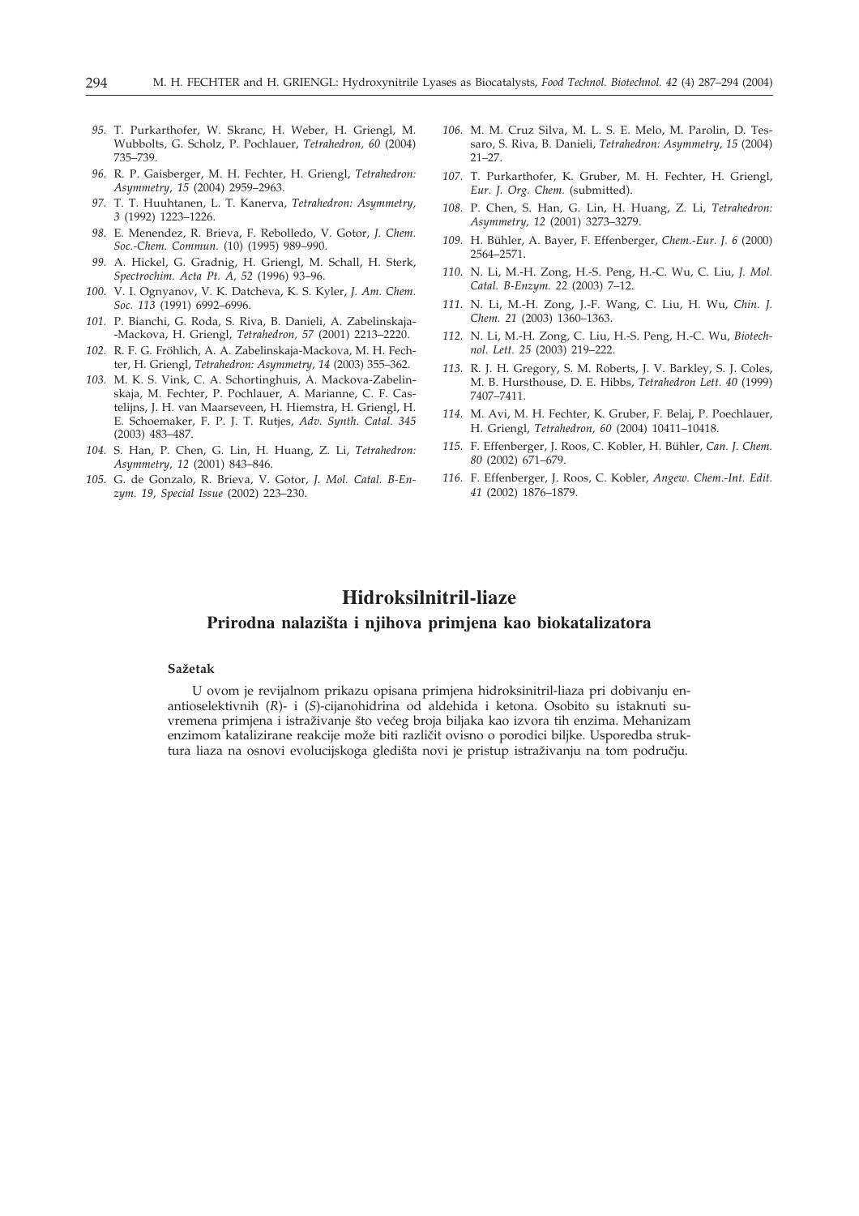95. T. Purkarthofer, W. Skranc, H. Weber, H. Griengl, M. Wubbolts, G. Scholz, P. Pochlauer, *Tetrahedron, 60* (2004) 735–739.
96. R. P. Gaisberger, M. H. Fechter, H. Griengl, *Tetrahedron: Asymmetry, 15* (2004) 2959–2963.
97. T. T. Huuhtanen, L. T. Kanerva, *Tetrahedron: Asymmetry, 3* (1992) 1223–1226.
98. E. Menendez, R. Brieva, F. Rebolledo, V. Gotor, *J. Chem. Soc.-Chem. Commun.* (10) (1995) 989–990.
99. A. Hickel, G. Gradnig, H. Griengl, M. Schall, H. Sterk, *Spectrochim. Acta Pt. A, 52* (1996) 93–96.
100. V. I. Ognyanov, V. K. Datcheva, K. S. Kyler, *J. Am. Chem. Soc. 113* (1991) 6992–6996.
101. P. Bianchi, G. Roda, S. Riva, B. Danieli, A. Zabelinskaja-Mackova, H. Griengl, *Tetrahedron, 57* (2001) 2213–2220.
102. R. F. G. Fröhlich, A. A. Zabelinskaja-Mackova, M. H. Fechter, H. Griengl, *Tetrahedron: Asymmetry, 14* (2003) 355–362.
103. M. K. S. Vink, C. A. Schortinghuis, A. Mackova-Zabelinskaja, M. Fechter, P. Pochlauer, A. Marianne, C. F. Castelijns, J. H. van Maarseveen, H. Hiemstra, H. Griengl, H. E. Schoemaker, F. P. J. T. Rutjes, *Adv. Synth. Catal. 345* (2003) 483–487.
104. S. Han, P. Chen, G. Lin, H. Huang, Z. Li, *Tetrahedron: Asymmetry, 12* (2001) 843–846.
105. G. de Gonzalo, R. Brieva, V. Gotor, *J. Mol. Catal. B-Enzym. 19, Special Issue* (2002) 223–230.
106. M. M. Cruz Silva, M. L. S. E. Melo, M. Parolin, D. Tessaro, S. Riva, B. Danieli, *Tetrahedron: Asymmetry, 15* (2004) 21–27.
107. T. Purkarthofer, K. Gruber, M. H. Fechter, H. Griengl, *Eur. J. Org. Chem.* (submitted).
108. P. Chen, S. Han, G. Lin, H. Huang, Z. Li, *Tetrahedron: Asymmetry, 12* (2001) 3273–3279.
109. H. Bühler, A. Bayer, F. Effenberger, *Chem.-Eur. J. 6* (2000) 2564–2571.
110. N. Li, M.-H. Zong, H.-S. Peng, H.-C. Wu, C. Liu, *J. Mol. Catal. B-Enzym. 22* (2003) 7–12.
111. N. Li, M.-H. Zong, J.-F. Wang, C. Liu, H. Wu, *Chin. J. Chem. 21* (2003) 1360–1363.
112. N. Li, M.-H. Zong, C. Liu, H.-S. Peng, H.-C. Wu, *Biotechnol. Lett. 25* (2003) 219–222.
113. R. J. H. Gregory, S. M. Roberts, J. V. Barkley, S. J. Coles, M. B. Hursthouse, D. E. Hibbs, *Tetrahedron Lett. 40* (1999) 7407–7411.
114. M. Avi, M. H. Fechter, K. Gruber, F. Belaj, P. Poechlauer, H. Griengl, *Tetrahedron, 60* (2004) 10411–10418.
115. F. Effenberger, J. Roos, C. Kobler, H. Bühler, *Can. J. Chem. 80* (2002) 671–679.
116. F. Effenberger, J. Roos, C. Kobler, *Angew. Chem.-Int. Edit. 41* (2002) 1876–1879.

# Hidroksilnitril-liaze

## Prirodna nalazišta i njihova primjena kao biokatalizatora

**Sažetak**

U ovom je revijalnom prikazu opisana primjena hidroksinitril-liaza pri dobivanju enantioselektivnih (*R*)- i (*S*)-cijanohidrina od aldehida i ketona. Osobito su istaknuti suvremena primjena i istraživanje što većeg broja biljaka kao izvora tih enzima. Mehanizam enzimom katalizirane reakcije može biti različit ovisno o porodici biljke. Usporedba struktura liaza na osnovi evolucijskoga gledišta novi je pristup istraživanju na tom području.